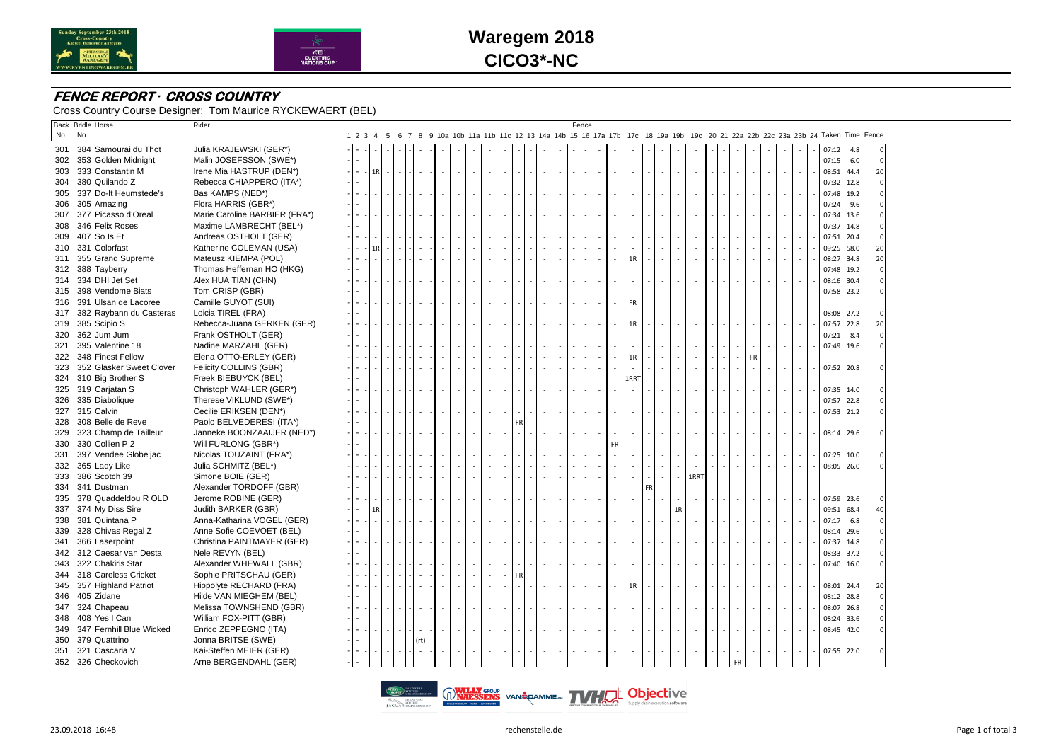# Waregem 2018

## CICO3*-NC

### FENCE REPORT · CROSS COUNTRY

Cross Country Course Designer: Tom Maurice RYCKEWAERT (BEL)

| Back No. | Bridle No. | Horse | Rider | 1 | 2 | 3 | 4 | 5 | 6 | 7 | 8 | 9 | 10a | 10b | 11a | 11b | 11c | 12 | 13 | 14a | 14b | 15 | 16 | 17a | 17b | 17c | 18 | 19a | 19b | 19c | 20 | 21 | 22a | 22b | 22c | 23a | 23b | 24 | Taken | Time | Fence |
|---|---|---|---|---|---|---|---|---|---|---|---|---|---|---|---|---|---|---|---|---|---|---|---|---|---|---|---|---|---|---|---|---|---|---|---|---|---|---|---|---|---|
| 301 | 384 | Samourai du Thot | Julia KRAJEWSKI (GER*) | - | - | - | - | - | - | - | - | - | - | - | - | - | - | - | - | - | - | - | - | - | - | - | - | - | - | - | - | - | - | - | - | - | - | - | 07:12 | 4.8 | 0 |
| 302 | 353 | Golden Midnight | Malin JOSEFSSON (SWE*) | - | - | - | - | - | - | - | - | - | - | - | - | - | - | - | - | - | - | - | - | - | - | - | - | - | - | - | - | - | - | - | - | - | - | - | 07:15 | 6.0 | 0 |
| 303 | 333 | Constantin M | Irene Mia HASTRUP (DEN*) | - | - | - | 1R | - | - | - | - | - | - | - | - | - | - | - | - | - | - | - | - | - | - | - | - | - | - | - | - | - | - | - | - | - | - | - | 08:51 | 44.4 | 20 |
| 304 | 380 | Quilando Z | Rebecca CHIAPPERO (ITA*) | - | - | - | - | - | - | - | - | - | - | - | - | - | - | - | - | - | - | - | - | - | - | - | - | - | - | - | - | - | - | - | - | - | - | - | 07:32 | 12.8 | 0 |
| 305 | 337 | Do-It Heumstede's | Bas KAMPS (NED*) | - | - | - | - | - | - | - | - | - | - | - | - | - | - | - | - | - | - | - | - | - | - | - | - | - | - | - | - | - | - | - | - | - | - | - | 07:48 | 19.2 | 0 |
| 306 | 305 | Amazing | Flora HARRIS (GBR*) | - | - | - | - | - | - | - | - | - | - | - | - | - | - | - | - | - | - | - | - | - | - | - | - | - | - | - | - | - | - | - | - | - | - | - | 07:24 | 9.6 | 0 |
| 307 | 377 | Picasso d'Oreal | Marie Caroline BARBIER (FRA*) | - | - | - | - | - | - | - | - | - | - | - | - | - | - | - | - | - | - | - | - | - | - | - | - | - | - | - | - | - | - | - | - | - | - | - | 07:34 | 13.6 | 0 |
| 308 | 346 | Felix Roses | Maxime LAMBRECHT (BEL*) | - | - | - | - | - | - | - | - | - | - | - | - | - | - | - | - | - | - | - | - | - | - | - | - | - | - | - | - | - | - | - | - | - | - | - | 07:37 | 14.8 | 0 |
| 309 | 407 | So Is Et | Andreas OSTHOLT (GER) | - | - | - | - | - | - | - | - | - | - | - | - | - | - | - | - | - | - | - | - | - | - | - | - | - | - | - | - | - | - | - | - | - | - | - | 07:51 | 20.4 | 0 |
| 310 | 331 | Colorfast | Katherine COLEMAN (USA) | - | - | - | 1R | - | - | - | - | - | - | - | - | - | - | - | - | - | - | - | - | - | - | - | - | - | - | - | - | - | - | - | - | - | - | - | 09:25 | 58.0 | 20 |
| 311 | 355 | Grand Supreme | Mateusz KIEMPA (POL) | - | - | - | - | - | - | - | - | - | - | - | - | - | - | - | - | - | - | - | - | - | - | 1R | - | - | - | - | - | - | - | - | - | - | - | - | 08:27 | 34.8 | 20 |
| 312 | 388 | Tayberry | Thomas Heffernan HO (HKG) | - | - | - | - | - | - | - | - | - | - | - | - | - | - | - | - | - | - | - | - | - | - | - | - | - | - | - | - | - | - | - | - | - | - | - | 07:48 | 19.2 | 0 |
| 314 | 334 | DHI Jet Set | Alex HUA TIAN (CHN) | - | - | - | - | - | - | - | - | - | - | - | - | - | - | - | - | - | - | - | - | - | - | - | - | - | - | - | - | - | - | - | - | - | - | - | 08:16 | 30.4 | 0 |
| 315 | 398 | Vendome Biats | Tom CRISP (GBR) | - | - | - | - | - | - | - | - | - | - | - | - | - | - | - | - | - | - | - | - | - | - | - | - | - | - | - | - | - | - | - | - | - | - | - | 07:58 | 23.2 | 0 |
| 316 | 391 | Ulsan de Lacoree | Camille GUYOT (SUI) | - | - | - | - | - | - | - | - | - | - | - | - | - | - | - | - | - | - | - | - | - | - | FR | | | | | | | | | | | | | | | |
| 317 | 382 | Raybann du Casteras | Loicia TIREL (FRA) | - | - | - | - | - | - | - | - | - | - | - | - | - | - | - | - | - | - | - | - | - | - | - | - | - | - | - | - | - | - | - | - | - | - | - | 08:08 | 27.2 | 0 |
| 319 | 385 | Scipio S | Rebecca-Juana GERKEN (GER) | - | - | - | - | - | - | - | - | - | - | - | - | - | - | - | - | - | - | - | - | - | - | 1R | - | - | - | - | - | - | - | - | - | - | - | - | 07:57 | 22.8 | 20 |
| 320 | 362 | Jum Jum | Frank OSTHOLT (GER) | - | - | - | - | - | - | - | - | - | - | - | - | - | - | - | - | - | - | - | - | - | - | - | - | - | - | - | - | - | - | - | - | - | - | - | 07:21 | 8.4 | 0 |
| 321 | 395 | Valentine 18 | Nadine MARZAHL (GER) | - | - | - | - | - | - | - | - | - | - | - | - | - | - | - | - | - | - | - | - | - | - | - | - | - | - | - | - | - | - | - | - | - | - | - | 07:49 | 19.6 | 0 |
| 322 | 348 | Finest Fellow | Elena OTTO-ERLEY (GER) | - | - | - | - | - | - | - | - | - | - | - | - | - | - | - | - | - | - | - | - | - | - | 1R | - | - | - | - | - | - | - | FR | | | | | | | |
| 323 | 352 | Glasker Sweet Clover | Felicity COLLINS (GBR) | - | - | - | - | - | - | - | - | - | - | - | - | - | - | - | - | - | - | - | - | - | - | - | - | - | - | - | - | - | - | - | - | - | - | - | 07:52 | 20.8 | 0 |
| 324 | 310 | Big Brother S | Freek BIEBUYCK (BEL) | - | - | - | - | - | - | - | - | - | - | - | - | - | - | - | - | - | - | - | - | - | - | 1RRT | | | | | | | | | | | | | | | |
| 325 | 319 | Carjatan S | Christoph WAHLER (GER*) | - | - | - | - | - | - | - | - | - | - | - | - | - | - | - | - | - | - | - | - | - | - | - | - | - | - | - | - | - | - | - | - | - | - | - | 07:35 | 14.0 | 0 |
| 326 | 335 | Diabolique | Therese VIKLUND (SWE*) | - | - | - | - | - | - | - | - | - | - | - | - | - | - | - | - | - | - | - | - | - | - | - | - | - | - | - | - | - | - | - | - | - | - | - | 07:57 | 22.8 | 0 |
| 327 | 315 | Calvin | Cecilie ERIKSEN (DEN*) | - | - | - | - | - | - | - | - | - | - | - | - | - | - | - | - | - | - | - | - | - | - | - | - | - | - | - | - | - | - | - | - | - | - | - | 07:53 | 21.2 | 0 |
| 328 | 308 | Belle de Reve | Paolo BELVEDERESI (ITA*) | - | - | - | - | - | - | - | - | - | - | - | - | - | - | - | FR | | | | | | | | | | | | | | | | | | | | | | |
| 329 | 323 | Champ de Tailleur | Janneke BOONZAAIJER (NED*) | - | - | - | - | - | - | - | - | - | - | - | - | - | - | - | - | - | - | - | - | - | - | - | - | - | - | - | - | - | - | - | - | - | - | - | 08:14 | 29.6 | 0 |
| 330 | 330 | Collien P 2 | Will FURLONG (GBR*) | - | - | - | - | - | - | - | - | - | - | - | - | - | - | - | - | - | - | - | - | - | FR | | | | | | | | | | | | | | | | |
| 331 | 397 | Vendee Globe'jac | Nicolas TOUZAINT (FRA*) | - | - | - | - | - | - | - | - | - | - | - | - | - | - | - | - | - | - | - | - | - | - | - | - | - | - | - | - | - | - | - | - | - | - | - | 07:25 | 10.0 | 0 |
| 332 | 365 | Lady Like | Julia SCHMITZ (BEL*) | - | - | - | - | - | - | - | - | - | - | - | - | - | - | - | - | - | - | - | - | - | - | - | - | - | - | - | - | - | - | - | - | - | - | - | 08:05 | 26.0 | 0 |
| 333 | 386 | Scotch 39 | Simone BOIE (GER) | - | - | - | - | - | - | - | - | - | - | - | - | - | - | - | - | - | - | - | - | - | - | - | - | - | - | 1RRT | | | | | | | | | | | |
| 334 | 341 | Dustman | Alexander TORDOFF (GBR) | - | - | - | - | - | - | - | - | - | - | - | - | - | - | - | - | - | - | - | - | - | - | - | FR | | | | | | | | | | | | | | |
| 335 | 378 | Quaddeldou R OLD | Jerome ROBINE (GER) | - | - | - | - | - | - | - | - | - | - | - | - | - | - | - | - | - | - | - | - | - | - | - | - | - | - | - | - | - | - | - | - | - | - | - | 07:59 | 23.6 | 0 |
| 337 | 374 | My Diss Sire | Judith BARKER (GBR) | - | - | - | 1R | - | - | - | - | - | - | - | - | - | - | - | - | - | - | - | - | - | - | - | - | - | 1R | - | - | - | - | - | - | - | - | - | 09:51 | 68.4 | 40 |
| 338 | 381 | Quintana P | Anna-Katharina VOGEL (GER) | - | - | - | - | - | - | - | - | - | - | - | - | - | - | - | - | - | - | - | - | - | - | - | - | - | - | - | - | - | - | - | - | - | - | - | 07:17 | 6.8 | 0 |
| 339 | 328 | Chivas Regal Z | Anne Sofie COEVOET (BEL) | - | - | - | - | - | - | - | - | - | - | - | - | - | - | - | - | - | - | - | - | - | - | - | - | - | - | - | - | - | - | - | - | - | - | - | 08:14 | 29.6 | 0 |
| 341 | 366 | Laserpoint | Christina PAINTMAYER (GER) | - | - | - | - | - | - | - | - | - | - | - | - | - | - | - | - | - | - | - | - | - | - | - | - | - | - | - | - | - | - | - | - | - | - | - | 07:37 | 14.8 | 0 |
| 342 | 312 | Caesar van Desta | Nele REVYN (BEL) | - | - | - | - | - | - | - | - | - | - | - | - | - | - | - | - | - | - | - | - | - | - | - | - | - | - | - | - | - | - | - | - | - | - | - | 08:33 | 37.2 | 0 |
| 343 | 322 | Chakiris Star | Alexander WHEWALL (GBR) | - | - | - | - | - | - | - | - | - | - | - | - | - | - | - | - | - | - | - | - | - | - | - | - | - | - | - | - | - | - | - | - | - | - | - | 07:40 | 16.0 | 0 |
| 344 | 318 | Careless Cricket | Sophie PRITSCHAU (GER) | - | - | - | - | - | - | - | - | - | - | - | - | - | - | FR | | | | | | | | | | | | | | | | | | | | | | | |
| 345 | 357 | Highland Patriot | Hippolyte RECHARD (FRA) | - | - | - | - | - | - | - | - | - | - | - | - | - | - | - | - | - | - | - | - | - | - | 1R | - | - | - | - | - | - | - | - | - | - | - | - | 08:01 | 24.4 | 20 |
| 346 | 405 | Zidane | Hilde VAN MIEGHEM (BEL) | - | - | - | - | - | - | - | - | - | - | - | - | - | - | - | - | - | - | - | - | - | - | - | - | - | - | - | - | - | - | - | - | - | - | - | 08:12 | 28.8 | 0 |
| 347 | 324 | Chapeau | Melissa TOWNSHEND (GBR) | - | - | - | - | - | - | - | - | - | - | - | - | - | - | - | - | - | - | - | - | - | - | - | - | - | - | - | - | - | - | - | - | - | - | - | 08:07 | 26.8 | 0 |
| 348 | 408 | Yes I Can | William FOX-PITT (GBR) | - | - | - | - | - | - | - | - | - | - | - | - | - | - | - | - | - | - | - | - | - | - | - | - | - | - | - | - | - | - | - | - | - | - | - | 08:24 | 33.6 | 0 |
| 349 | 347 | Fernhill Blue Wicked | Enrico ZEPPEGNO (ITA) | - | - | - | - | - | - | - | - | - | - | - | - | - | - | - | - | - | - | - | - | - | - | - | - | - | - | - | - | - | - | - | - | - | - | - | 08:45 | 42.0 | 0 |
| 350 | 379 | Quattrino | Jonna BRITSE (SWE) | - | - | - | - | - | - | - | - | - | (rt) | | | | | | | | | | | | | | | | | | | | | | | | | | | | |
| 351 | 321 | Cascaria V | Kai-Steffen MEIER (GER) | - | - | - | - | - | - | - | - | - | - | - | - | - | - | - | - | - | - | - | - | - | - | - | - | - | - | - | - | - | - | - | - | - | - | - | 07:55 | 22.0 | 0 |
| 352 | 326 | Checkovich | Arne BERGENDAHL (GER) | - | - | - | - | - | - | - | - | - | - | - | - | - | - | - | - | - | - | - | - | - | - | - | - | - | - | - | - | - | FR | | | | | | | | |

23.09.2018 16:48

rechenstelle.de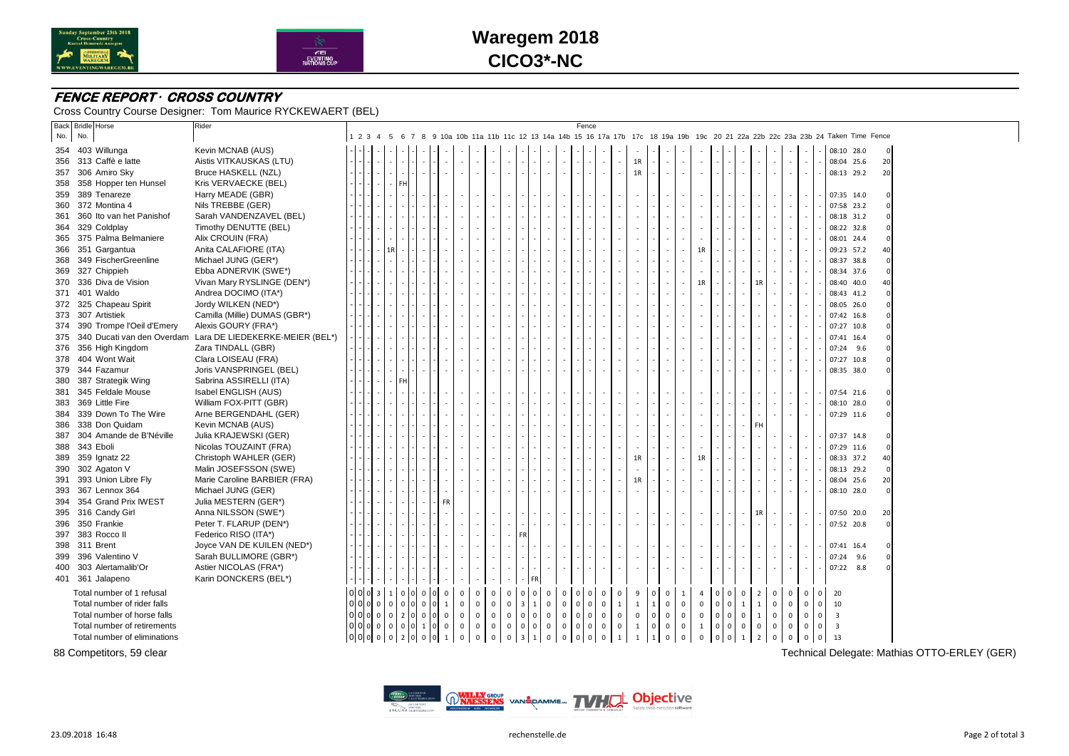# Waregem 2018

## CICO3*-NC

### FENCE REPORT · CROSS COUNTRY

Cross Country Course Designer: Tom Maurice RYCKEWAERT (BEL)

| Back No. | Bridle No. | Horse | Rider | 1 | 2 | 3 | 4 | 5 | 6 | 7 | 8 | 9 | 10a | 10b | 11a | 11b | 11c | 12 | 13 | 14a | 14b | 15 | 16 | 17a | 17b | 17c | 18 | 19a | 19b | 19c | 20 | 21 | 22a | 22b | 22c | 23a | 23b | 24 | Taken | Time | Fence |
|---|---|---|---|---|---|---|---|---|---|---|---|---|---|---|---|---|---|---|---|---|---|---|---|---|---|---|---|---|---|---|---|---|---|---|---|---|---|---|---|---|---|
| 354 | 403 | Willunga | Kevin MCNAB (AUS) | - | - | - | - | - | - | - | - | - | - | - | - | - | - | - | - | - | - | - | - | - | - | - | - | - | - | - | - | - | - | - | - | - | - | - | 08:10 | 28.0 | 0 |
| 356 | 313 | Caffè e latte | Aistis VITKAUSKAS (LTU) | - | - | - | - | - | - | - | - | - | - | - | - | - | - | - | - | - | - | - | - | - | - | 1R | - | - | - | - | - | - | - | - | - | - | - | - | 08:04 | 25.6 | 20 |
| 357 | 306 | Amiro Sky | Bruce HASKELL (NZL) | - | - | - | - | - | - | - | - | - | - | - | - | - | - | - | - | - | - | - | - | - | - | 1R | - | - | - | - | - | - | - | - | - | - | - | - | 08:13 | 29.2 | 20 |
| 358 | 358 | Hopper ten Hunsel | Kris VERVAECKE (BEL) | - | - | - | - | - | FH | | | | | | | | | | | | | | | | | | | | | | | | | | | | | | | | |
| 359 | 389 | Tenareze | Harry MEADE (GBR) | - | - | - | - | - | - | - | - | - | - | - | - | - | - | - | - | - | - | - | - | - | - | - | - | - | - | - | - | - | - | - | - | - | - | - | 07:35 | 14.0 | 0 |
| 360 | 372 | Montina 4 | Nils TREBBE (GER) | - | - | - | - | - | - | - | - | - | - | - | - | - | - | - | - | - | - | - | - | - | - | - | - | - | - | - | - | - | - | - | - | - | - | - | 07:58 | 23.2 | 0 |
| 361 | 360 | Ito van het Panishof | Sarah VANDENZAVEL (BEL) | - | - | - | - | - | - | - | - | - | - | - | - | - | - | - | - | - | - | - | - | - | - | - | - | - | - | - | - | - | - | - | - | - | - | - | 08:18 | 31.2 | 0 |
| 364 | 329 | Coldplay | Timothy DENUTTE (BEL) | - | - | - | - | - | - | - | - | - | - | - | - | - | - | - | - | - | - | - | - | - | - | - | - | - | - | - | - | - | - | - | - | - | - | - | 08:22 | 32.8 | 0 |
| 365 | 375 | Palma Belmaniere | Alix CROUIN (FRA) | - | - | - | - | - | - | - | - | - | - | - | - | - | - | - | - | - | - | - | - | - | - | - | - | - | - | - | - | - | - | - | - | - | - | - | 08:01 | 24.4 | 0 |
| 366 | 351 | Gargantua | Anita CALAFIORE (ITA) | - | - | - | - | 1R | - | - | - | - | - | - | - | - | - | - | - | - | - | - | - | - | - | - | - | - | - | 1R | - | - | - | - | - | - | - | - | 09:23 | 57.2 | 40 |
| 368 | 349 | FischerGreenline | Michael JUNG (GER*) | - | - | - | - | - | - | - | - | - | - | - | - | - | - | - | - | - | - | - | - | - | - | - | - | - | - | - | - | - | - | - | - | - | - | - | 08:37 | 38.8 | 0 |
| 369 | 327 | Chippieh | Ebba ADNERVIK (SWE*) | - | - | - | - | - | - | - | - | - | - | - | - | - | - | - | - | - | - | - | - | - | - | - | - | - | - | - | - | - | - | - | - | - | - | - | 08:34 | 37.6 | 0 |
| 370 | 336 | Diva de Vision | Vivan Mary RYSLINGE (DEN*) | - | - | - | - | - | - | - | - | - | - | - | - | - | - | - | - | - | - | - | - | - | - | - | - | - | - | 1R | - | - | - | 1R | - | - | - | - | 08:40 | 40.0 | 40 |
| 371 | 401 | Waldo | Andrea DOCIMO (ITA*) | - | - | - | - | - | - | - | - | - | - | - | - | - | - | - | - | - | - | - | - | - | - | - | - | - | - | - | - | - | - | - | - | - | - | - | 08:43 | 41.2 | 0 |
| 372 | 325 | Chapeau Spirit | Jordy WILKEN (NED*) | - | - | - | - | - | - | - | - | - | - | - | - | - | - | - | - | - | - | - | - | - | - | - | - | - | - | - | - | - | - | - | - | - | - | - | 08:05 | 26.0 | 0 |
| 373 | 307 | Artistiek | Camilla (Millie) DUMAS (GBR*) | - | - | - | - | - | - | - | - | - | - | - | - | - | - | - | - | - | - | - | - | - | - | - | - | - | - | - | - | - | - | - | - | - | - | - | 07:42 | 16.8 | 0 |
| 374 | 390 | Trompe l'Oeil d'Emery | Alexis GOURY (FRA*) | - | - | - | - | - | - | - | - | - | - | - | - | - | - | - | - | - | - | - | - | - | - | - | - | - | - | - | - | - | - | - | - | - | - | - | 07:27 | 10.8 | 0 |
| 375 | 340 | Ducati van den Overdam | Lara DE LIEDEKERKE-MEIER (BEL*) | - | - | - | - | - | - | - | - | - | - | - | - | - | - | - | - | - | - | - | - | - | - | - | - | - | - | - | - | - | - | - | - | - | - | - | 07:41 | 16.4 | 0 |
| 376 | 356 | High Kingdom | Zara TINDALL (GBR) | - | - | - | - | - | - | - | - | - | - | - | - | - | - | - | - | - | - | - | - | - | - | - | - | - | - | - | - | - | - | - | - | - | - | - | 07:24 | 9.6 | 0 |
| 378 | 404 | Wont Wait | Clara LOISEAU (FRA) | - | - | - | - | - | - | - | - | - | - | - | - | - | - | - | - | - | - | - | - | - | - | - | - | - | - | - | - | - | - | - | - | - | - | - | 07:27 | 10.8 | 0 |
| 379 | 344 | Fazamur | Joris VANSPRINGEL (BEL) | - | - | - | - | - | - | - | - | - | - | - | - | - | - | - | - | - | - | - | - | - | - | - | - | - | - | - | - | - | - | - | - | - | - | - | 08:35 | 38.0 | 0 |
| 380 | 387 | Strategik Wing | Sabrina ASSIRELLI (ITA) | - | - | - | - | - | FH | | | | | | | | | | | | | | | | | | | | | | | | | | | | | | | | |
| 381 | 345 | Feldale Mouse | Isabel ENGLISH (AUS) | - | - | - | - | - | - | - | - | - | - | - | - | - | - | - | - | - | - | - | - | - | - | - | - | - | - | - | - | - | - | - | - | - | - | - | 07:54 | 21.6 | 0 |
| 383 | 369 | Little Fire | William FOX-PITT (GBR) | - | - | - | - | - | - | - | - | - | - | - | - | - | - | - | - | - | - | - | - | - | - | - | - | - | - | - | - | - | - | - | - | - | - | - | 08:10 | 28.0 | 0 |
| 384 | 339 | Down To The Wire | Arne BERGENDAHL (GER) | - | - | - | - | - | - | - | - | - | - | - | - | - | - | - | - | - | - | - | - | - | - | - | - | - | - | - | - | - | - | - | - | - | - | - | 07:29 | 11.6 | 0 |
| 386 | 338 | Don Quidam | Kevin MCNAB (AUS) | - | - | - | - | - | - | - | - | - | - | - | - | - | - | - | - | - | - | - | - | - | - | - | - | - | - | - | - | - | - | FH | | | | | | | |
| 387 | 304 | Amande de B'Néville | Julia KRAJEWSKI (GER) | - | - | - | - | - | - | - | - | - | - | - | - | - | - | - | - | - | - | - | - | - | - | - | - | - | - | - | - | - | - | - | - | - | - | - | 07:37 | 14.8 | 0 |
| 388 | 343 | Eboli | Nicolas TOUZAINT (FRA) | - | - | - | - | - | - | - | - | - | - | - | - | - | - | - | - | - | - | - | - | - | - | - | - | - | - | - | - | - | - | - | - | - | - | - | 07:29 | 11.6 | 0 |
| 389 | 359 | Ignatz 22 | Christoph WAHLER (GER) | - | - | - | - | - | - | - | - | - | - | - | - | - | - | - | - | - | - | - | - | - | - | 1R | - | - | - | 1R | - | - | - | - | - | - | - | - | 08:33 | 37.2 | 40 |
| 390 | 302 | Agaton V | Malin JOSEFSSON (SWE) | - | - | - | - | - | - | - | - | - | - | - | - | - | - | - | - | - | - | - | - | - | - | - | - | - | - | - | - | - | - | - | - | - | - | - | 08:13 | 29.2 | 0 |
| 391 | 393 | Union Libre Fly | Marie Caroline BARBIER (FRA) | - | - | - | - | - | - | - | - | - | - | - | - | - | - | - | - | - | - | - | - | - | - | 1R | - | - | - | - | - | - | - | - | - | - | - | - | 08:04 | 25.6 | 20 |
| 393 | 367 | Lennox 364 | Michael JUNG (GER) | - | - | - | - | - | - | - | - | - | - | - | - | - | - | - | - | - | - | - | - | - | - | - | - | - | - | - | - | - | - | - | - | - | - | - | 08:10 | 28.0 | 0 |
| 394 | 354 | Grand Prix IWEST | Julia MESTERN (GER*) | - | - | - | - | - | - | - | - | - | FR | | | | | | | | | | | | | | | | | | | | | | | | | | | | |
| 395 | 316 | Candy Girl | Anna NILSSON (SWE*) | - | - | - | - | - | - | - | - | - | - | - | - | - | - | - | - | - | - | - | - | - | - | - | - | - | - | - | - | - | - | 1R | - | - | - | - | 07:50 | 20.0 | 20 |
| 396 | 350 | Frankie | Peter T. FLARUP (DEN*) | - | - | - | - | - | - | - | - | - | - | - | - | - | - | - | - | - | - | - | - | - | - | - | - | - | - | - | - | - | - | - | - | - | - | - | 07:52 | 20.8 | 0 |
| 397 | 383 | Rocco II | Federico RISO (ITA*) | - | - | - | - | - | - | - | - | - | - | - | - | - | - | FR | | | | | | | | | | | | | | | | | | | | | | | |
| 398 | 311 | Brent | Joyce VAN DE KUILEN (NED*) | - | - | - | - | - | - | - | - | - | - | - | - | - | - | - | - | - | - | - | - | - | - | - | - | - | - | - | - | - | - | - | - | - | - | - | 07:41 | 16.4 | 0 |
| 399 | 396 | Valentino V | Sarah BULLIMORE (GBR*) | - | - | - | - | - | - | - | - | - | - | - | - | - | - | - | - | - | - | - | - | - | - | - | - | - | - | - | - | - | - | - | - | - | - | - | 07:24 | 9.6 | 0 |
| 400 | 303 | Alertamalib'Or | Astier NICOLAS (FRA*) | - | - | - | - | - | - | - | - | - | - | - | - | - | - | - | - | - | - | - | - | - | - | - | - | - | - | - | - | - | - | - | - | - | - | - | 07:22 | 8.8 | 0 |
| 401 | 361 | Jalapeno | Karin DONCKERS (BEL*) | - | - | - | - | - | - | - | - | - | - | - | - | - | - | - | FR | | | | | | | | | | | | | | | | | | | | | | |
| | | Total number of 1 refusal | | 0 | 0 | 0 | 3 | 1 | 0 | 0 | 0 | 0 | 0 | 0 | 0 | 0 | 0 | 0 | 0 | 0 | 0 | 0 | 0 | 0 | 0 | 9 | 0 | 0 | 1 | 4 | 0 | 0 | 0 | 2 | 0 | 0 | 0 | 0 | 20 | | |
| | | Total number of rider falls | | 0 | 0 | 0 | 0 | 0 | 0 | 0 | 0 | 0 | 1 | 0 | 0 | 0 | 0 | 3 | 1 | 0 | 0 | 0 | 0 | 0 | 1 | 1 | 1 | 0 | 0 | 0 | 0 | 0 | 1 | 1 | 0 | 0 | 0 | 0 | 10 | | |
| | | Total number of horse falls | | 0 | 0 | 0 | 0 | 0 | 2 | 0 | 0 | 0 | 0 | 0 | 0 | 0 | 0 | 0 | 0 | 0 | 0 | 0 | 0 | 0 | 0 | 0 | 0 | 0 | 0 | 0 | 0 | 0 | 0 | 1 | 0 | 0 | 0 | 0 | 3 | | |
| | | Total number of retirements | | 0 | 0 | 0 | 0 | 0 | 0 | 1 | 0 | 0 | 0 | 0 | 0 | 0 | 0 | 0 | 0 | 0 | 0 | 0 | 0 | 0 | 0 | 1 | 0 | 0 | 0 | 1 | 0 | 0 | 0 | 0 | 0 | 0 | 0 | 0 | 3 | | |
| | | Total number of eliminations | | 0 | 0 | 0 | 0 | 0 | 2 | 0 | 0 | 0 | 1 | 0 | 0 | 0 | 0 | 3 | 1 | 0 | 0 | 0 | 0 | 0 | 1 | 1 | 1 | 0 | 0 | 0 | 0 | 0 | 1 | 2 | 0 | 0 | 0 | 0 | 13 | | |

88 Competitors, 59 clear

Technical Delegate: Mathias OTTO-ERLEY (GER)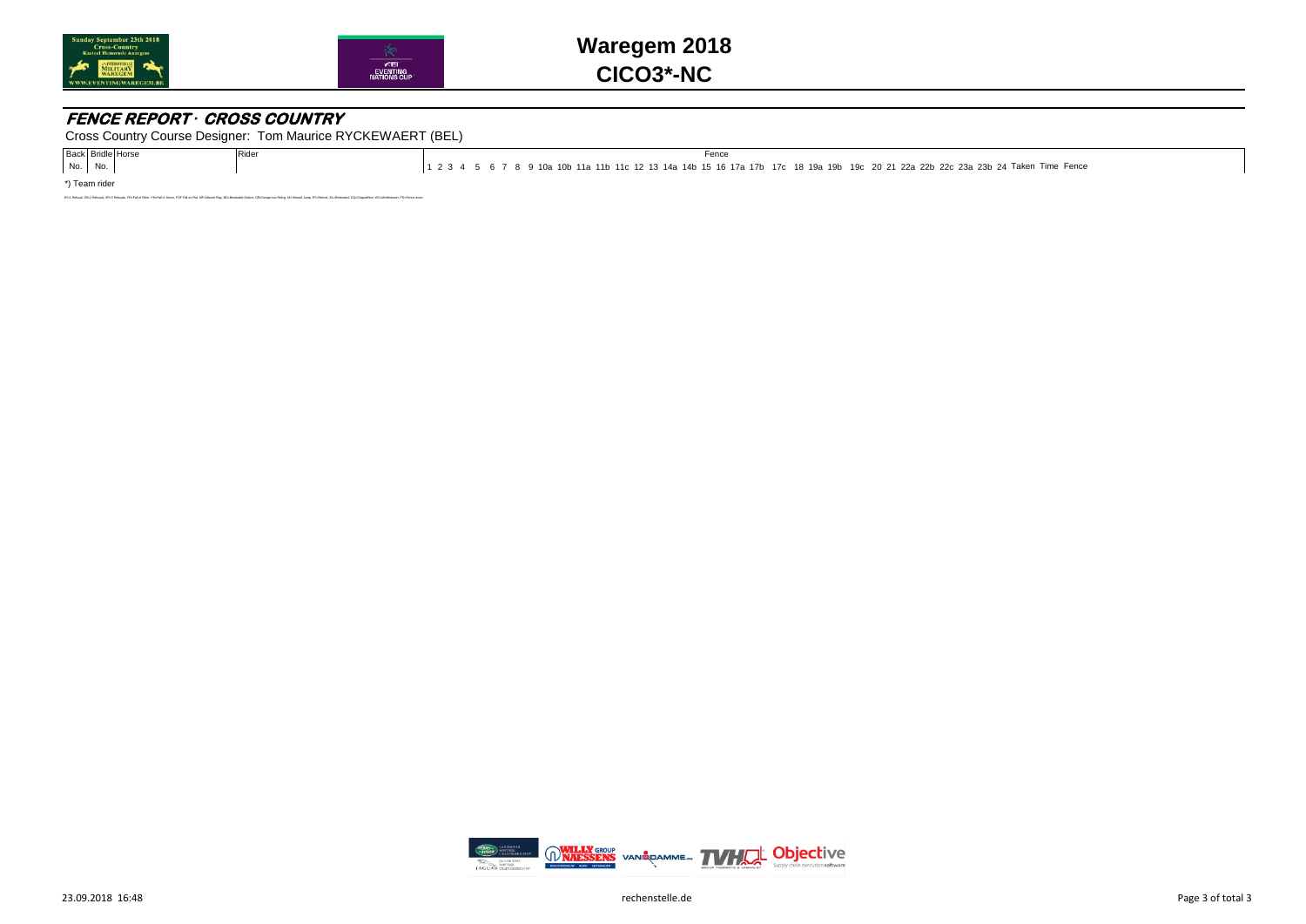# Waregem 2018

## CICO3*-NC

### FENCE REPORT · CROSS COUNTRY

Cross Country Course Designer: Tom Maurice RYCKEWAERT (BEL)

| Back No. | Bridle No. | Horse | Rider | 1 | 2 | 3 | 4 | 5 | 6 | 7 | 8 | 9 | 10a | 10b | 11a | 11b | 11c | 12 | 13 | 14a | 14b | 15 | 16 | 17a | 17b | 17c | 18 | 19a | 19b | 19c | 20 | 21 | 22a | 22b | 22c | 23a | 23b | 24 | Taken | Time | Fence |
|---|---|---|---|---|---|---|---|---|---|---|---|---|---|---|---|---|---|---|---|---|---|---|---|---|---|---|---|---|---|---|---|---|---|---|---|---|---|---|---|---|---|

*) Team rider

23.09.2018 16:48

rechenstelle.de